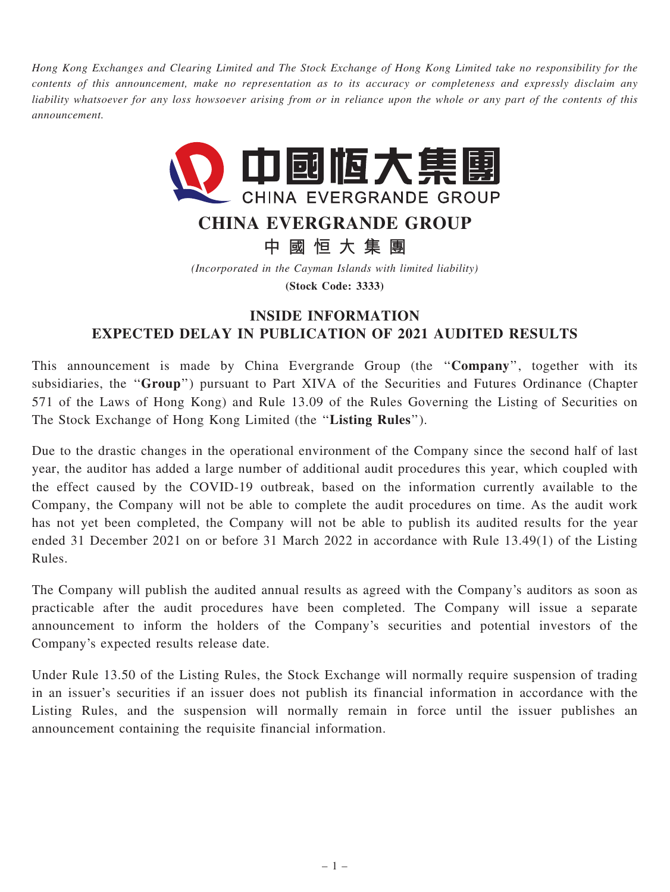*Hong Kong Exchanges and Clearing Limited and The Stock Exchange of Hong Kong Limited take no responsibility for the contents of this announcement, make no representation as to its accuracy or completeness and expressly disclaim any liability whatsoever for any loss howsoever arising from or in reliance upon the whole or any part of the contents of this announcement.*

中國恒大集團
CHINA EVERGRANDE GROUP

# CHINA EVERGRANDE GROUP

# 中 國 恒 大 集 團

*(Incorporated in the Cayman Islands with limited liability)*

**(Stock Code: 3333)**

## INSIDE INFORMATION
## EXPECTED DELAY IN PUBLICATION OF 2021 AUDITED RESULTS

This announcement is made by China Evergrande Group (the "**Company**", together with its subsidiaries, the "**Group**") pursuant to Part XIVA of the Securities and Futures Ordinance (Chapter 571 of the Laws of Hong Kong) and Rule 13.09 of the Rules Governing the Listing of Securities on The Stock Exchange of Hong Kong Limited (the "**Listing Rules**").

Due to the drastic changes in the operational environment of the Company since the second half of last year, the auditor has added a large number of additional audit procedures this year, which coupled with the effect caused by the COVID-19 outbreak, based on the information currently available to the Company, the Company will not be able to complete the audit procedures on time. As the audit work has not yet been completed, the Company will not be able to publish its audited results for the year ended 31 December 2021 on or before 31 March 2022 in accordance with Rule 13.49(1) of the Listing Rules.

The Company will publish the audited annual results as agreed with the Company's auditors as soon as practicable after the audit procedures have been completed. The Company will issue a separate announcement to inform the holders of the Company's securities and potential investors of the Company's expected results release date.

Under Rule 13.50 of the Listing Rules, the Stock Exchange will normally require suspension of trading in an issuer's securities if an issuer does not publish its financial information in accordance with the Listing Rules, and the suspension will normally remain in force until the issuer publishes an announcement containing the requisite financial information.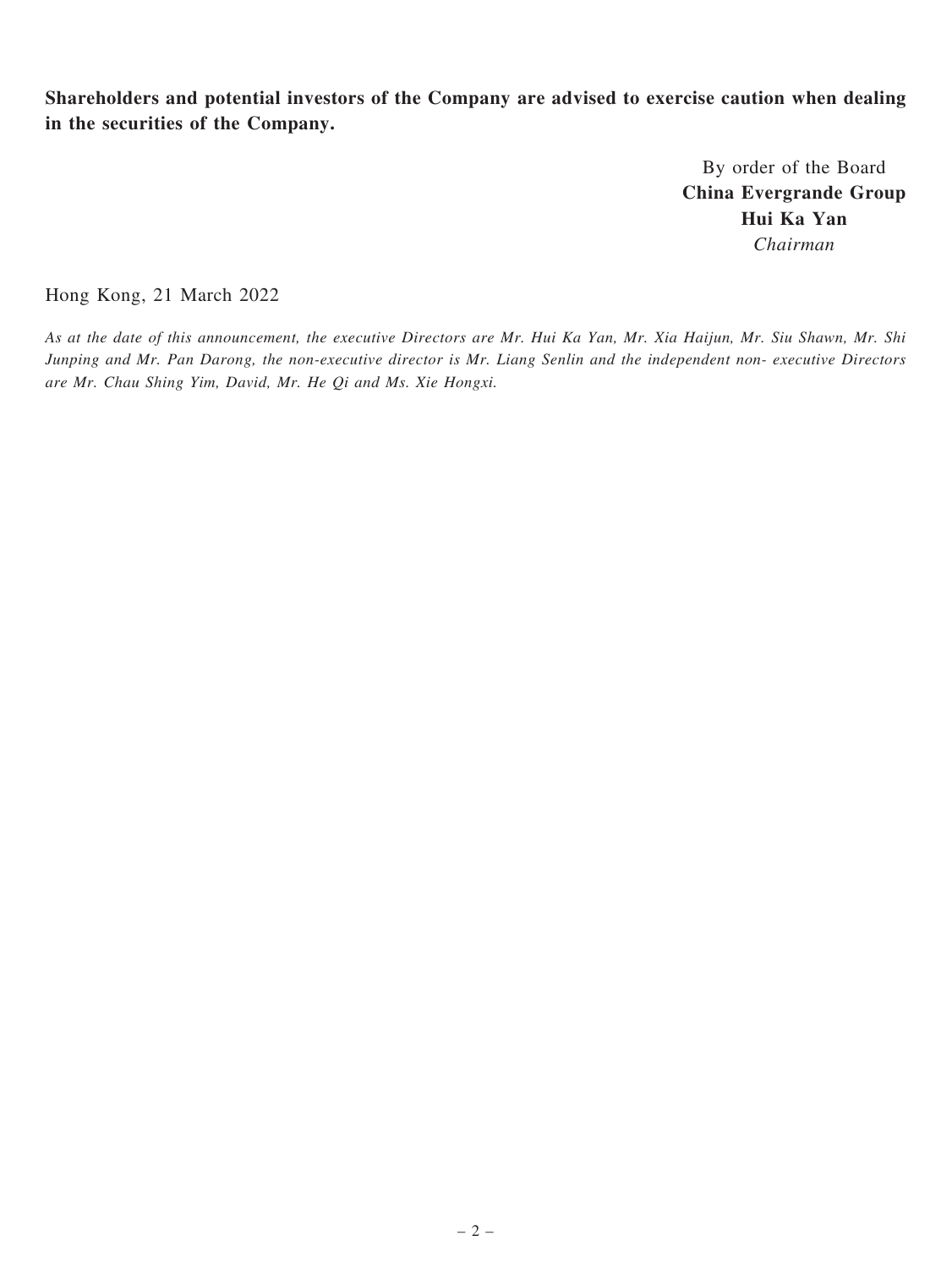**Shareholders and potential investors of the Company are advised to exercise caution when dealing in the securities of the Company.**

By order of the Board
**China Evergrande Group**
**Hui Ka Yan**
*Chairman*

Hong Kong, 21 March 2022

*As at the date of this announcement, the executive Directors are Mr. Hui Ka Yan, Mr. Xia Haijun, Mr. Siu Shawn, Mr. Shi Junping and Mr. Pan Darong, the non-executive director is Mr. Liang Senlin and the independent non- executive Directors are Mr. Chau Shing Yim, David, Mr. He Qi and Ms. Xie Hongxi.*